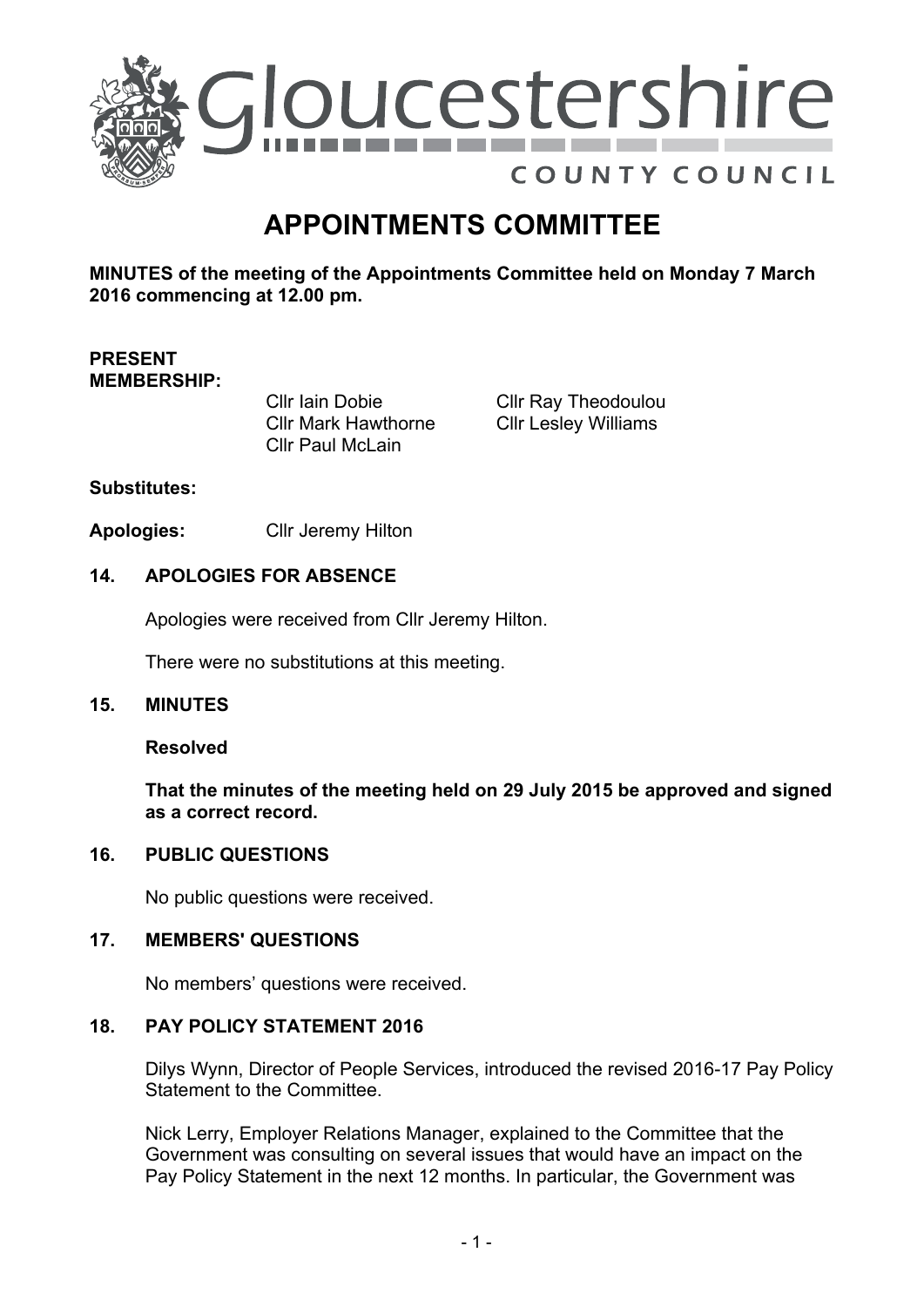Gloucestershire COUNTY COUNCIL

# APPOINTMENTS COMMITTEE

**MINUTES of the meeting of the Appointments Committee held on Monday 7 March 2016 commencing at 12.00 pm.**

**PRESENT MEMBERSHIP:**

Cllr Iain Dobie
Cllr Mark Hawthorne
Cllr Paul McLain
Cllr Ray Theodoulou
Cllr Lesley Williams

**Substitutes:**

**Apologies:** Cllr Jeremy Hilton

## 14. APOLOGIES FOR ABSENCE

Apologies were received from Cllr Jeremy Hilton.

There were no substitutions at this meeting.

## 15. MINUTES

**Resolved**

**That the minutes of the meeting held on 29 July 2015 be approved and signed as a correct record.**

## 16. PUBLIC QUESTIONS

No public questions were received.

## 17. MEMBERS' QUESTIONS

No members' questions were received.

## 18. PAY POLICY STATEMENT 2016

Dilys Wynn, Director of People Services, introduced the revised 2016-17 Pay Policy Statement to the Committee.

Nick Lerry, Employer Relations Manager, explained to the Committee that the Government was consulting on several issues that would have an impact on the Pay Policy Statement in the next 12 months. In particular, the Government was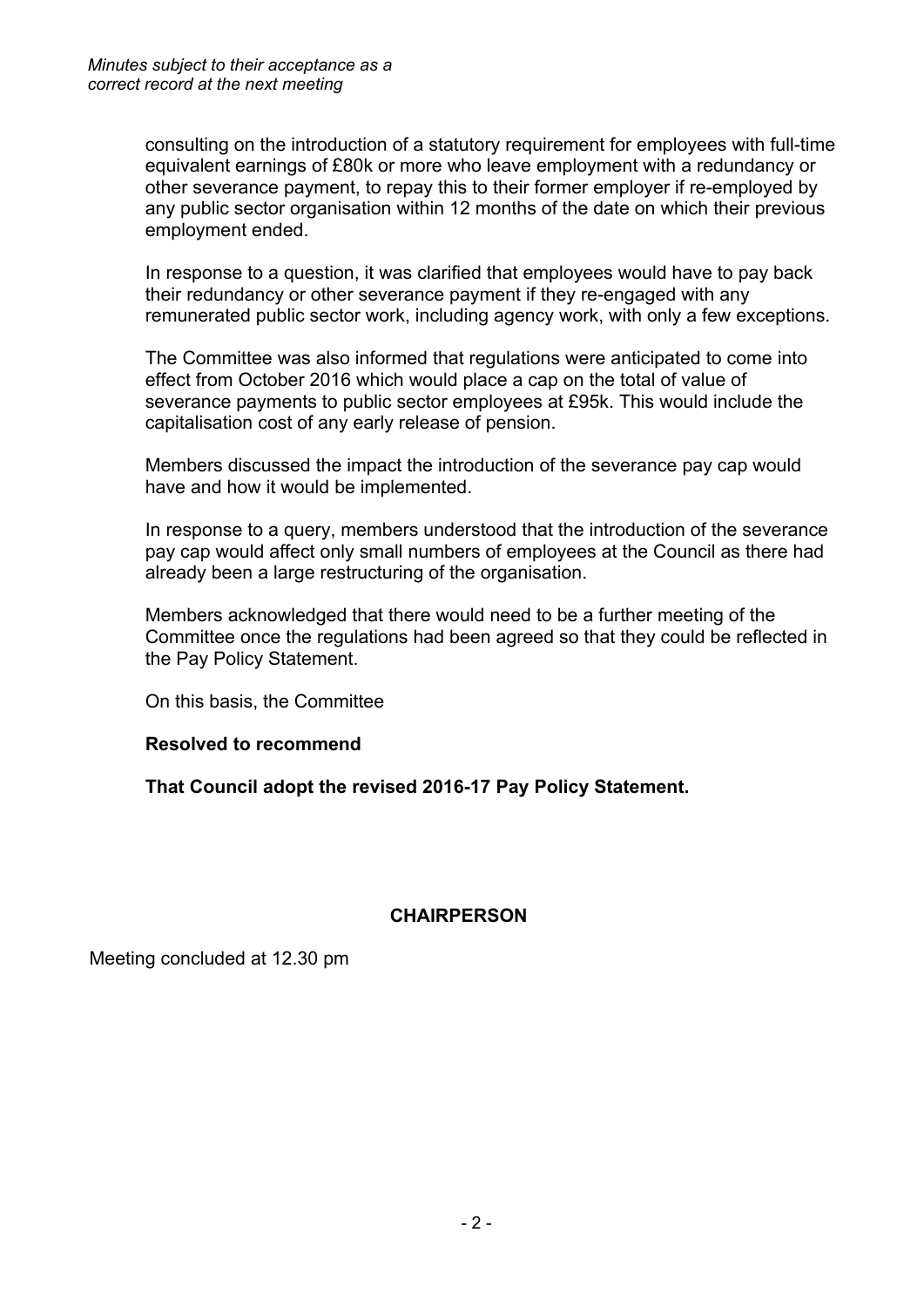*Minutes subject to their acceptance as a correct record at the next meeting*

consulting on the introduction of a statutory requirement for employees with full-time equivalent earnings of £80k or more who leave employment with a redundancy or other severance payment, to repay this to their former employer if re-employed by any public sector organisation within 12 months of the date on which their previous employment ended.

In response to a question, it was clarified that employees would have to pay back their redundancy or other severance payment if they re-engaged with any remunerated public sector work, including agency work, with only a few exceptions.

The Committee was also informed that regulations were anticipated to come into effect from October 2016 which would place a cap on the total of value of severance payments to public sector employees at £95k. This would include the capitalisation cost of any early release of pension.

Members discussed the impact the introduction of the severance pay cap would have and how it would be implemented.

In response to a query, members understood that the introduction of the severance pay cap would affect only small numbers of employees at the Council as there had already been a large restructuring of the organisation.

Members acknowledged that there would need to be a further meeting of the Committee once the regulations had been agreed so that they could be reflected in the Pay Policy Statement.

On this basis, the Committee

**Resolved to recommend**

**That Council adopt the revised 2016-17 Pay Policy Statement.**

**CHAIRPERSON**

Meeting concluded at 12.30 pm